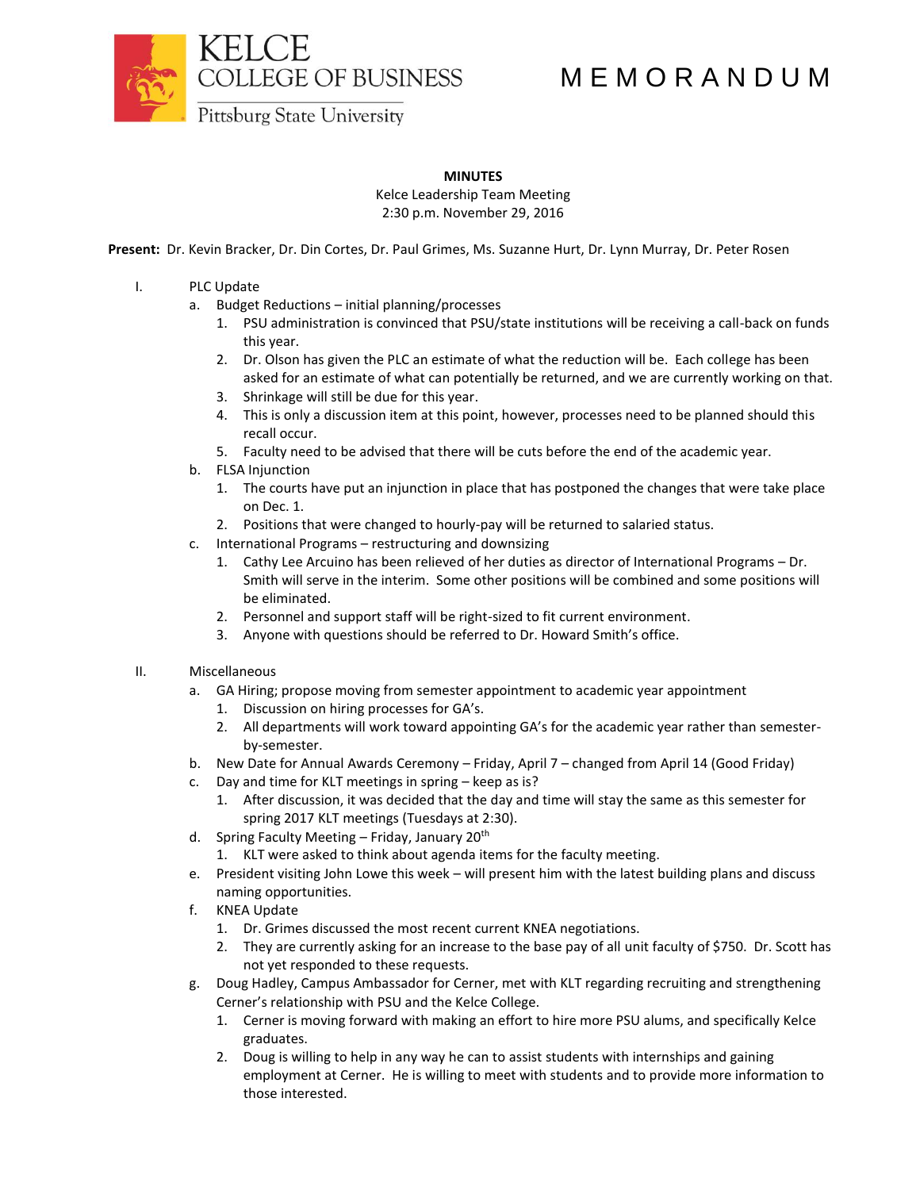KELCE COLLEGE OF BUSINESS
Pittsburg State University

# MEMORANDUM

**MINUTES**
Kelce Leadership Team Meeting
2:30 p.m. November 29, 2016

**Present:** Dr. Kevin Bracker, Dr. Din Cortes, Dr. Paul Grimes, Ms. Suzanne Hurt, Dr. Lynn Murray, Dr. Peter Rosen

I. PLC Update
   a. Budget Reductions – initial planning/processes
      1. PSU administration is convinced that PSU/state institutions will be receiving a call-back on funds this year.
      2. Dr. Olson has given the PLC an estimate of what the reduction will be. Each college has been asked for an estimate of what can potentially be returned, and we are currently working on that.
      3. Shrinkage will still be due for this year.
      4. This is only a discussion item at this point, however, processes need to be planned should this recall occur.
      5. Faculty need to be advised that there will be cuts before the end of the academic year.
   b. FLSA Injunction
      1. The courts have put an injunction in place that has postponed the changes that were take place on Dec. 1.
      2. Positions that were changed to hourly-pay will be returned to salaried status.
   c. International Programs – restructuring and downsizing
      1. Cathy Lee Arcuino has been relieved of her duties as director of International Programs – Dr. Smith will serve in the interim. Some other positions will be combined and some positions will be eliminated.
      2. Personnel and support staff will be right-sized to fit current environment.
      3. Anyone with questions should be referred to Dr. Howard Smith's office.

II. Miscellaneous
   a. GA Hiring; propose moving from semester appointment to academic year appointment
      1. Discussion on hiring processes for GA's.
      2. All departments will work toward appointing GA's for the academic year rather than semester-by-semester.
   b. New Date for Annual Awards Ceremony – Friday, April 7 – changed from April 14 (Good Friday)
   c. Day and time for KLT meetings in spring – keep as is?
      1. After discussion, it was decided that the day and time will stay the same as this semester for spring 2017 KLT meetings (Tuesdays at 2:30).
   d. Spring Faculty Meeting – Friday, January 20th
      1. KLT were asked to think about agenda items for the faculty meeting.
   e. President visiting John Lowe this week – will present him with the latest building plans and discuss naming opportunities.
   f. KNEA Update
      1. Dr. Grimes discussed the most recent current KNEA negotiations.
      2. They are currently asking for an increase to the base pay of all unit faculty of $750. Dr. Scott has not yet responded to these requests.
   g. Doug Hadley, Campus Ambassador for Cerner, met with KLT regarding recruiting and strengthening Cerner's relationship with PSU and the Kelce College.
      1. Cerner is moving forward with making an effort to hire more PSU alums, and specifically Kelce graduates.
      2. Doug is willing to help in any way he can to assist students with internships and gaining employment at Cerner. He is willing to meet with students and to provide more information to those interested.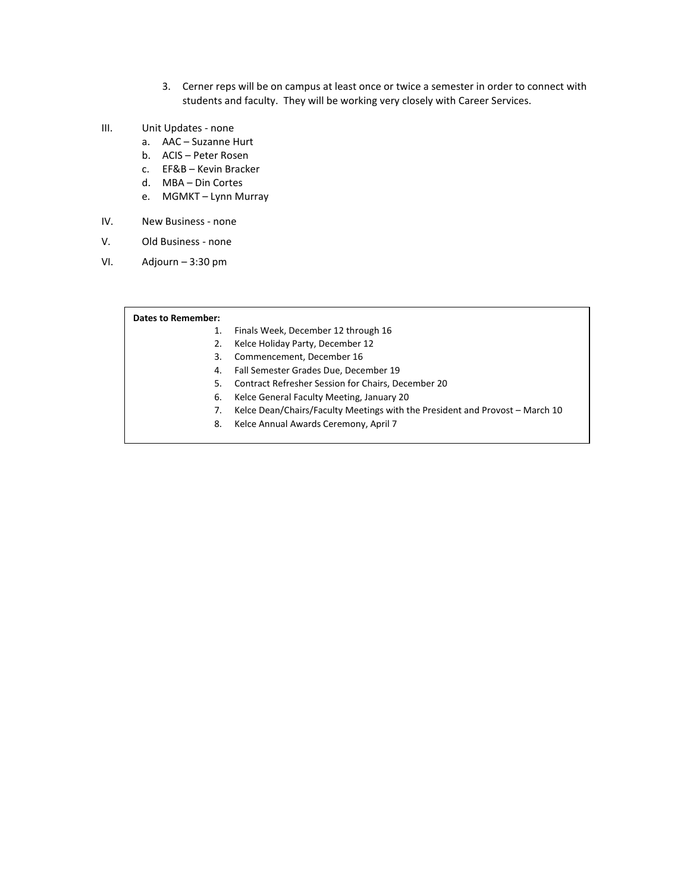3. Cerner reps will be on campus at least once or twice a semester in order to connect with students and faculty. They will be working very closely with Career Services.

III. Unit Updates - none
   a. AAC – Suzanne Hurt
   b. ACIS – Peter Rosen
   c. EF&B – Kevin Bracker
   d. MBA – Din Cortes
   e. MGMKT – Lynn Murray

IV. New Business - none

V. Old Business - none

VI. Adjourn – 3:30 pm

**Dates to Remember:**

1. Finals Week, December 12 through 16
2. Kelce Holiday Party, December 12
3. Commencement, December 16
4. Fall Semester Grades Due, December 19
5. Contract Refresher Session for Chairs, December 20
6. Kelce General Faculty Meeting, January 20
7. Kelce Dean/Chairs/Faculty Meetings with the President and Provost – March 10
8. Kelce Annual Awards Ceremony, April 7